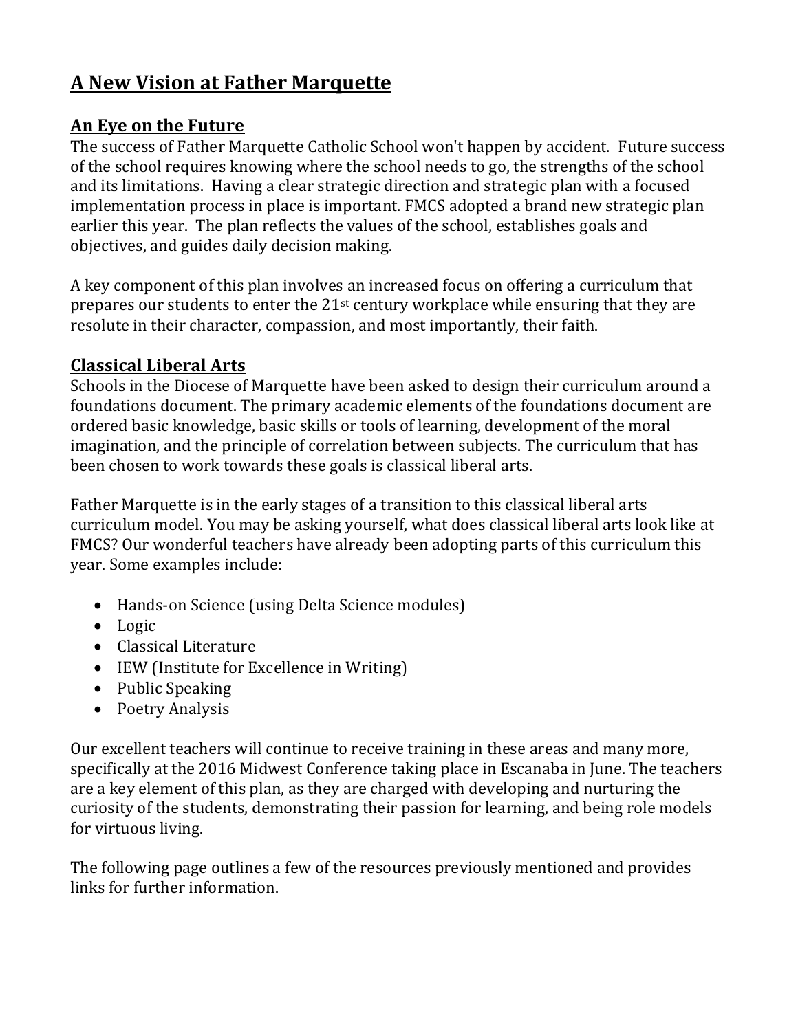# A New Vision at Father Marquette

## An Eye on the Future

The success of Father Marquette Catholic School won't happen by accident. Future success of the school requires knowing where the school needs to go, the strengths of the school and its limitations. Having a clear strategic direction and strategic plan with a focused implementation process in place is important. FMCS adopted a brand new strategic plan earlier this year. The plan reflects the values of the school, establishes goals and objectives, and guides daily decision making.

A key component of this plan involves an increased focus on offering a curriculum that prepares our students to enter the 21st century workplace while ensuring that they are resolute in their character, compassion, and most importantly, their faith.

## Classical Liberal Arts

Schools in the Diocese of Marquette have been asked to design their curriculum around a foundations document. The primary academic elements of the foundations document are ordered basic knowledge, basic skills or tools of learning, development of the moral imagination, and the principle of correlation between subjects. The curriculum that has been chosen to work towards these goals is classical liberal arts.

Father Marquette is in the early stages of a transition to this classical liberal arts curriculum model. You may be asking yourself, what does classical liberal arts look like at FMCS? Our wonderful teachers have already been adopting parts of this curriculum this year. Some examples include:

- Hands-on Science (using Delta Science modules)
- Logic
- Classical Literature
- IEW (Institute for Excellence in Writing)
- Public Speaking
- Poetry Analysis

Our excellent teachers will continue to receive training in these areas and many more, specifically at the 2016 Midwest Conference taking place in Escanaba in June. The teachers are a key element of this plan, as they are charged with developing and nurturing the curiosity of the students, demonstrating their passion for learning, and being role models for virtuous living.

The following page outlines a few of the resources previously mentioned and provides links for further information.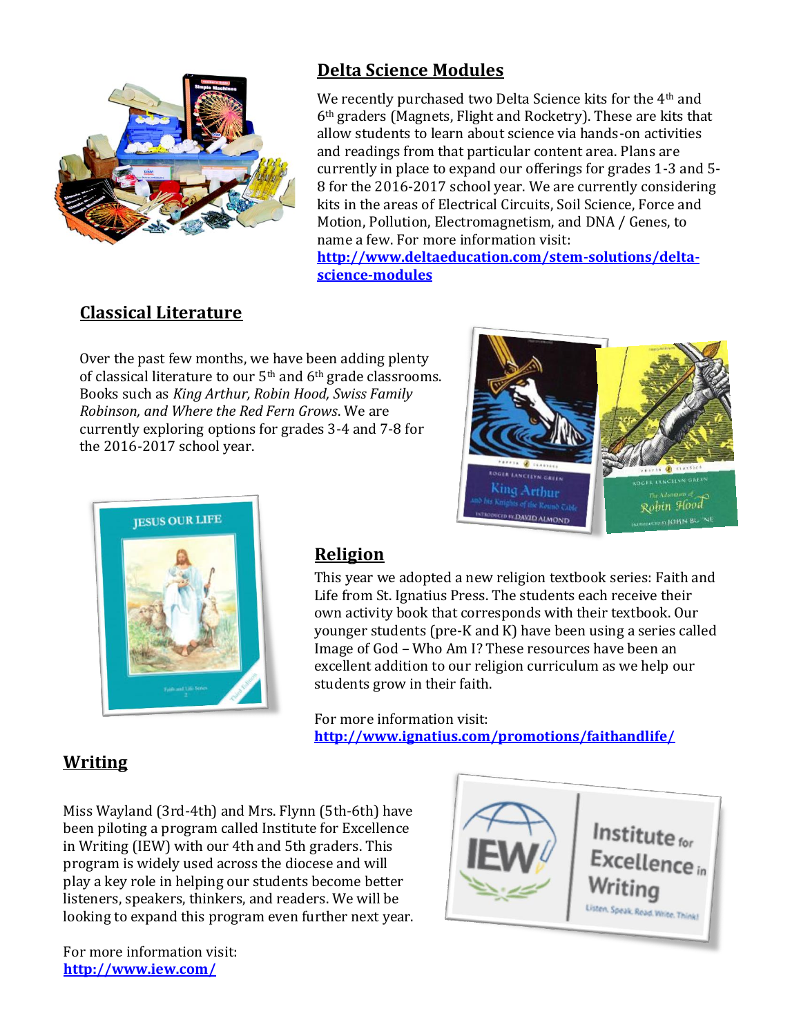## Delta Science Modules

We recently purchased two Delta Science kits for the 4th and 6th graders (Magnets, Flight and Rocketry). These are kits that allow students to learn about science via hands-on activities and readings from that particular content area. Plans are currently in place to expand our offerings for grades 1-3 and 5-8 for the 2016-2017 school year. We are currently considering kits in the areas of Electrical Circuits, Soil Science, Force and Motion, Pollution, Electromagnetism, and DNA / Genes, to name a few. For more information visit: **http://www.deltaeducation.com/stem-solutions/delta-science-modules**

## Classical Literature

Over the past few months, we have been adding plenty of classical literature to our 5th and 6th grade classrooms. Books such as *King Arthur, Robin Hood, Swiss Family Robinson, and Where the Red Fern Grows*. We are currently exploring options for grades 3-4 and 7-8 for the 2016-2017 school year.

## Religion

This year we adopted a new religion textbook series: Faith and Life from St. Ignatius Press. The students each receive their own activity book that corresponds with their textbook. Our younger students (pre-K and K) have been using a series called Image of God – Who Am I? These resources have been an excellent addition to our religion curriculum as we help our students grow in their faith.

For more information visit:
**http://www.ignatius.com/promotions/faithandlife/**

## Writing

Miss Wayland (3rd-4th) and Mrs. Flynn (5th-6th) have been piloting a program called Institute for Excellence in Writing (IEW) with our 4th and 5th graders. This program is widely used across the diocese and will play a key role in helping our students become better listeners, speakers, thinkers, and readers. We will be looking to expand this program even further next year.

For more information visit:
**http://www.iew.com/**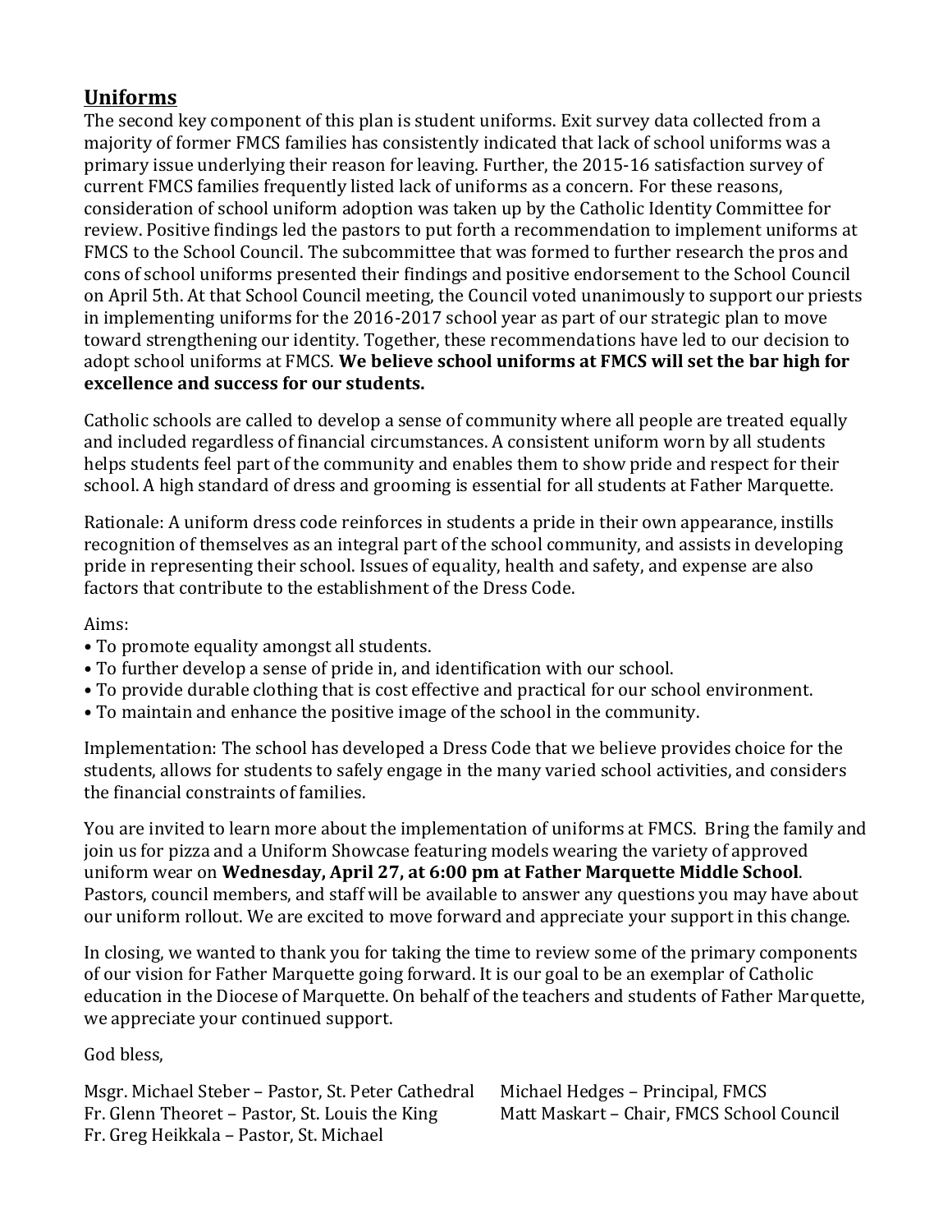## Uniforms

The second key component of this plan is student uniforms. Exit survey data collected from a majority of former FMCS families has consistently indicated that lack of school uniforms was a primary issue underlying their reason for leaving. Further, the 2015-16 satisfaction survey of current FMCS families frequently listed lack of uniforms as a concern. For these reasons, consideration of school uniform adoption was taken up by the Catholic Identity Committee for review. Positive findings led the pastors to put forth a recommendation to implement uniforms at FMCS to the School Council. The subcommittee that was formed to further research the pros and cons of school uniforms presented their findings and positive endorsement to the School Council on April 5th. At that School Council meeting, the Council voted unanimously to support our priests in implementing uniforms for the 2016-2017 school year as part of our strategic plan to move toward strengthening our identity. Together, these recommendations have led to our decision to adopt school uniforms at FMCS. **We believe school uniforms at FMCS will set the bar high for excellence and success for our students.**

Catholic schools are called to develop a sense of community where all people are treated equally and included regardless of financial circumstances. A consistent uniform worn by all students helps students feel part of the community and enables them to show pride and respect for their school. A high standard of dress and grooming is essential for all students at Father Marquette.

Rationale: A uniform dress code reinforces in students a pride in their own appearance, instills recognition of themselves as an integral part of the school community, and assists in developing pride in representing their school. Issues of equality, health and safety, and expense are also factors that contribute to the establishment of the Dress Code.

Aims:

- To promote equality amongst all students.
- To further develop a sense of pride in, and identification with our school.
- To provide durable clothing that is cost effective and practical for our school environment.
- To maintain and enhance the positive image of the school in the community.

Implementation: The school has developed a Dress Code that we believe provides choice for the students, allows for students to safely engage in the many varied school activities, and considers the financial constraints of families.

You are invited to learn more about the implementation of uniforms at FMCS. Bring the family and join us for pizza and a Uniform Showcase featuring models wearing the variety of approved uniform wear on **Wednesday, April 27, at 6:00 pm at Father Marquette Middle School**. Pastors, council members, and staff will be available to answer any questions you may have about our uniform rollout. We are excited to move forward and appreciate your support in this change.

In closing, we wanted to thank you for taking the time to review some of the primary components of our vision for Father Marquette going forward. It is our goal to be an exemplar of Catholic education in the Diocese of Marquette. On behalf of the teachers and students of Father Marquette, we appreciate your continued support.

God bless,

Msgr. Michael Steber – Pastor, St. Peter Cathedral
Fr. Glenn Theoret – Pastor, St. Louis the King
Fr. Greg Heikkala – Pastor, St. Michael

Michael Hedges – Principal, FMCS
Matt Maskart – Chair, FMCS School Council